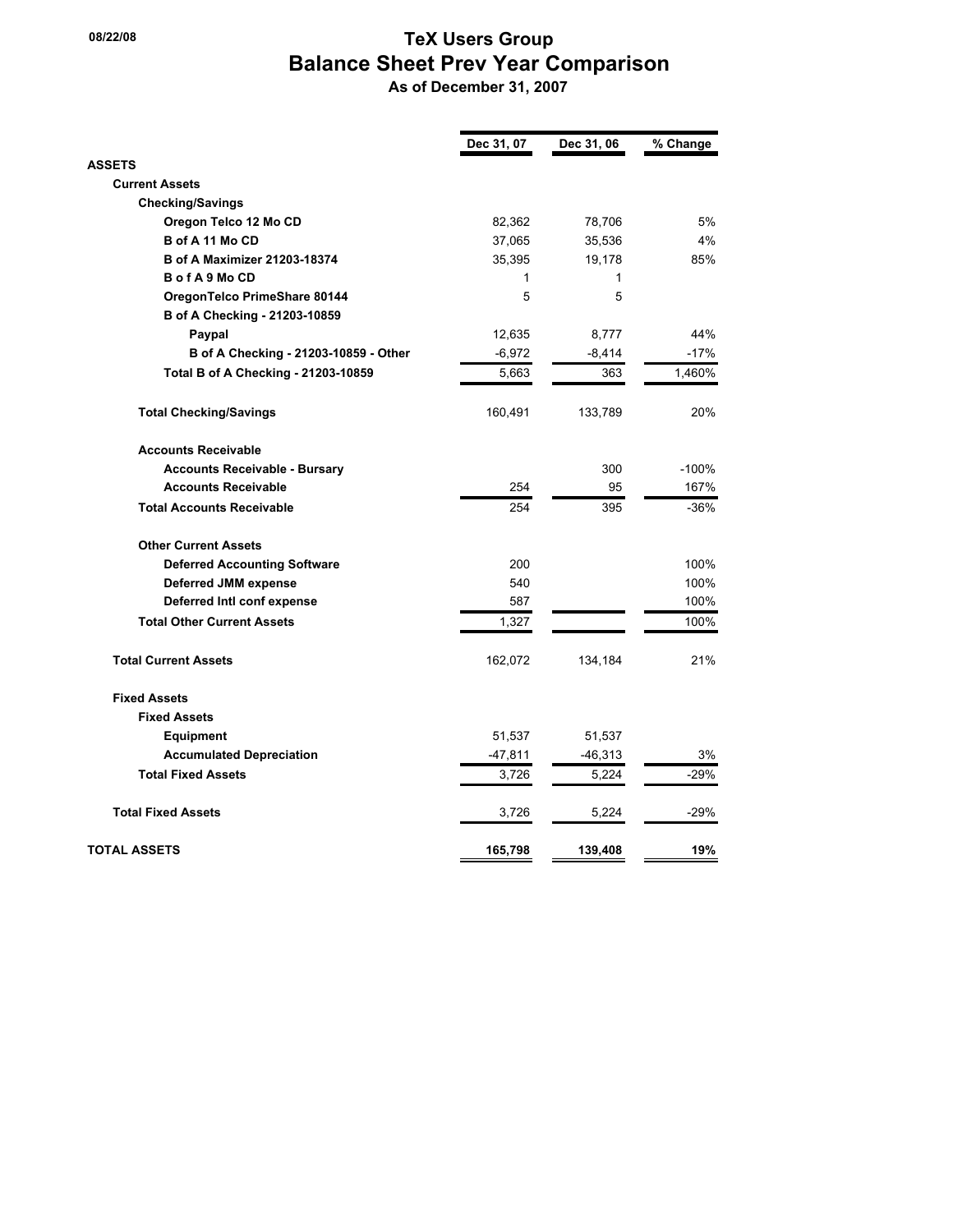08/22/08

# TeX Users Group
## Balance Sheet Prev Year Comparison
### As of December 31, 2007

| | Dec 31, 07 | Dec 31, 06 | % Change |
|---|---|---|---|
| **ASSETS** | | | |
| **Current Assets** | | | |
| **Checking/Savings** | | | |
| **Oregon Telco 12 Mo CD** | 82,362 | 78,706 | 5% |
| **B of A 11 Mo CD** | 37,065 | 35,536 | 4% |
| **B of A Maximizer 21203-18374** | 35,395 | 19,178 | 85% |
| **B o f A 9 Mo CD** | 1 | 1 | |
| **OregonTelco PrimeShare 80144** | 5 | 5 | |
| **B of A Checking - 21203-10859** | | | |
| **Paypal** | 12,635 | 8,777 | 44% |
| **B of A Checking - 21203-10859 - Other** | -6,972 | -8,414 | -17% |
| **Total B of A Checking - 21203-10859** | 5,663 | 363 | 1,460% |
| **Total Checking/Savings** | 160,491 | 133,789 | 20% |
| **Accounts Receivable** | | | |
| **Accounts Receivable - Bursary** | | 300 | -100% |
| **Accounts Receivable** | 254 | 95 | 167% |
| **Total Accounts Receivable** | 254 | 395 | -36% |
| **Other Current Assets** | | | |
| **Deferred Accounting Software** | 200 | | 100% |
| **Deferred JMM expense** | 540 | | 100% |
| **Deferred Intl conf expense** | 587 | | 100% |
| **Total Other Current Assets** | 1,327 | | 100% |
| **Total Current Assets** | 162,072 | 134,184 | 21% |
| **Fixed Assets** | | | |
| **Fixed Assets** | | | |
| **Equipment** | 51,537 | 51,537 | |
| **Accumulated Depreciation** | -47,811 | -46,313 | 3% |
| **Total Fixed Assets** | 3,726 | 5,224 | -29% |
| **Total Fixed Assets** | 3,726 | 5,224 | -29% |
| **TOTAL ASSETS** | **165,798** | **139,408** | **19%** |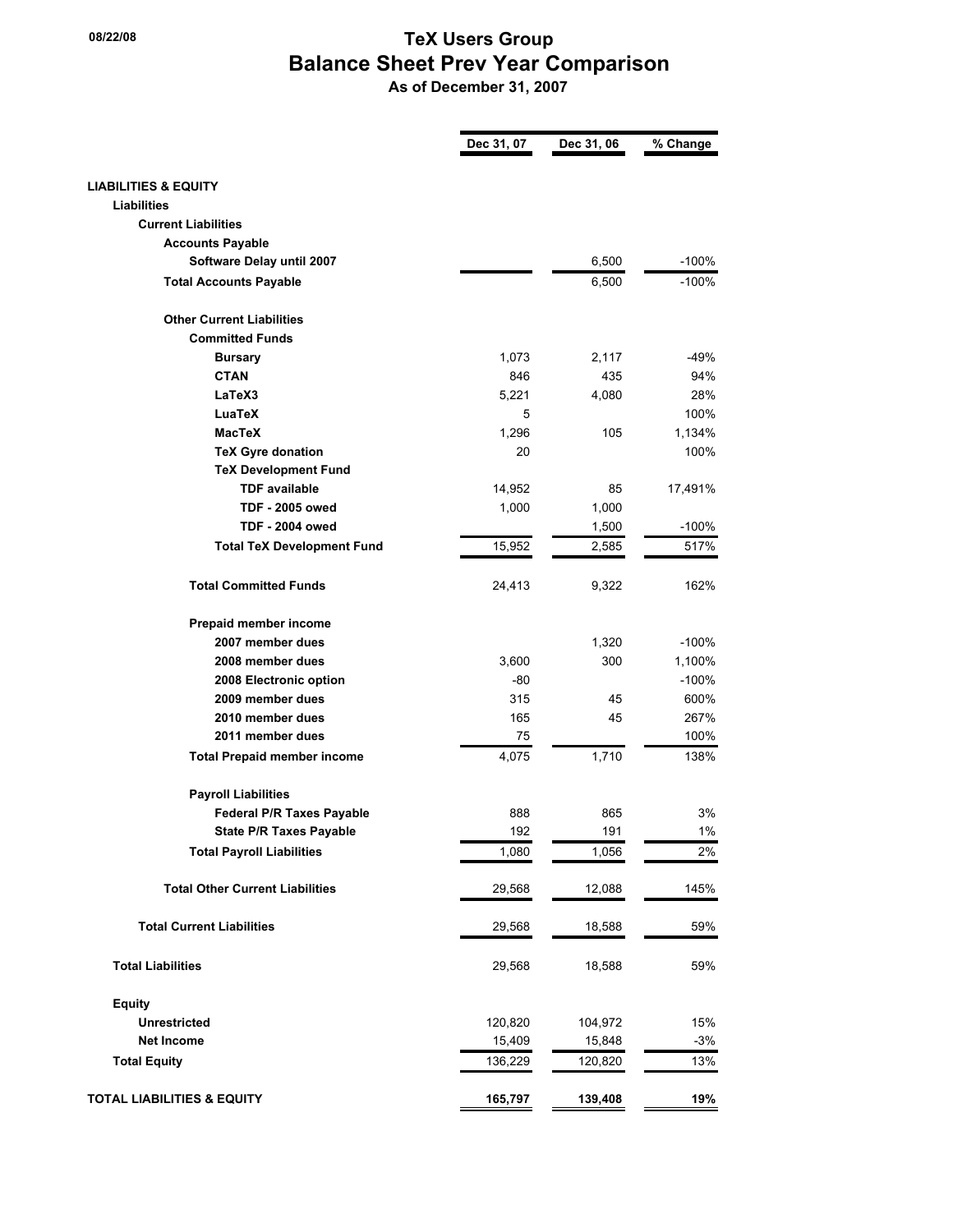08/22/08

# TeX Users Group
## Balance Sheet Prev Year Comparison
### As of December 31, 2007

| | Dec 31, 07 | Dec 31, 06 | % Change |
|---|---|---|---|
| **LIABILITIES & EQUITY** | | | |
| **Liabilities** | | | |
| **Current Liabilities** | | | |
| **Accounts Payable** | | | |
| **Software Delay until 2007** | | 6,500 | -100% |
| **Total Accounts Payable** | | 6,500 | -100% |
| **Other Current Liabilities** | | | |
| **Committed Funds** | | | |
| **Bursary** | 1,073 | 2,117 | -49% |
| **CTAN** | 846 | 435 | 94% |
| **LaTeX3** | 5,221 | 4,080 | 28% |
| **LuaTeX** | 5 | | 100% |
| **MacTeX** | 1,296 | 105 | 1,134% |
| **TeX Gyre donation** | 20 | | 100% |
| **TeX Development Fund** | | | |
| **TDF available** | 14,952 | 85 | 17,491% |
| **TDF - 2005 owed** | 1,000 | 1,000 | |
| **TDF - 2004 owed** | | 1,500 | -100% |
| **Total TeX Development Fund** | 15,952 | 2,585 | 517% |
| **Total Committed Funds** | 24,413 | 9,322 | 162% |
| **Prepaid member income** | | | |
| **2007 member dues** | | 1,320 | -100% |
| **2008 member dues** | 3,600 | 300 | 1,100% |
| **2008 Electronic option** | -80 | | -100% |
| **2009 member dues** | 315 | 45 | 600% |
| **2010 member dues** | 165 | 45 | 267% |
| **2011 member dues** | 75 | | 100% |
| **Total Prepaid member income** | 4,075 | 1,710 | 138% |
| **Payroll Liabilities** | | | |
| **Federal P/R Taxes Payable** | 888 | 865 | 3% |
| **State P/R Taxes Payable** | 192 | 191 | 1% |
| **Total Payroll Liabilities** | 1,080 | 1,056 | 2% |
| **Total Other Current Liabilities** | 29,568 | 12,088 | 145% |
| **Total Current Liabilities** | 29,568 | 18,588 | 59% |
| **Total Liabilities** | 29,568 | 18,588 | 59% |
| **Equity** | | | |
| **Unrestricted** | 120,820 | 104,972 | 15% |
| **Net Income** | 15,409 | 15,848 | -3% |
| **Total Equity** | 136,229 | 120,820 | 13% |
| **TOTAL LIABILITIES & EQUITY** | **165,797** | **139,408** | **19%** |